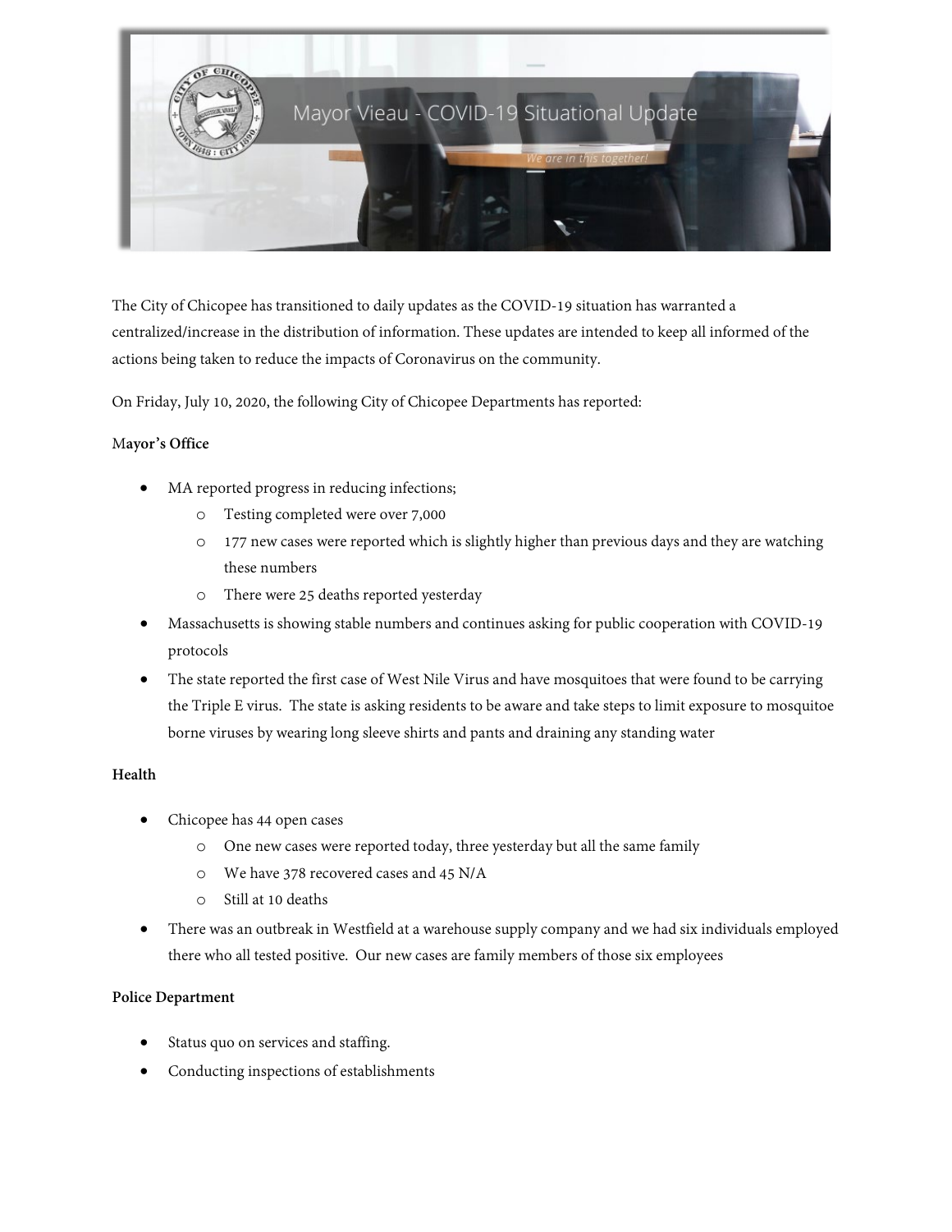# Mayor Vieau - COVID-19 Situational Update

*We are in this together!*

The City of Chicopee has transitioned to daily updates as the COVID-19 situation has warranted a centralized/increase in the distribution of information. These updates are intended to keep all informed of the actions being taken to reduce the impacts of Coronavirus on the community.

On Friday, July 10, 2020, the following City of Chicopee Departments has reported:

**Mayor's Office**

- MA reported progress in reducing infections;
  - Testing completed were over 7,000
  - 177 new cases were reported which is slightly higher than previous days and they are watching these numbers
  - There were 25 deaths reported yesterday
- Massachusetts is showing stable numbers and continues asking for public cooperation with COVID-19 protocols
- The state reported the first case of West Nile Virus and have mosquitoes that were found to be carrying the Triple E virus. The state is asking residents to be aware and take steps to limit exposure to mosquitoe borne viruses by wearing long sleeve shirts and pants and draining any standing water

**Health**

- Chicopee has 44 open cases
  - One new cases were reported today, three yesterday but all the same family
  - We have 378 recovered cases and 45 N/A
  - Still at 10 deaths
- There was an outbreak in Westfield at a warehouse supply company and we had six individuals employed there who all tested positive. Our new cases are family members of those six employees

**Police Department**

- Status quo on services and staffing.
- Conducting inspections of establishments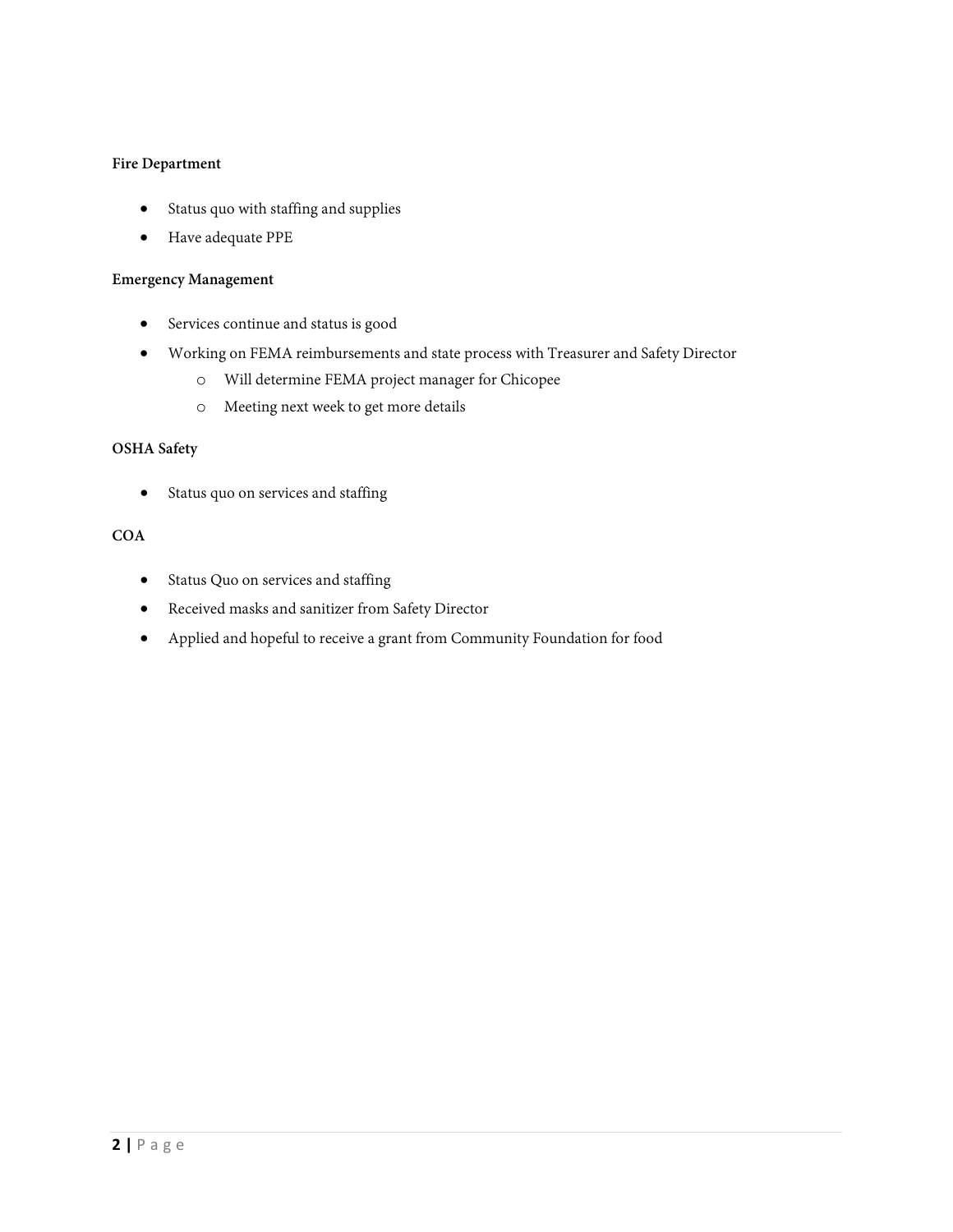**Fire Department**

- Status quo with staffing and supplies
- Have adequate PPE

**Emergency Management**

- Services continue and status is good
- Working on FEMA reimbursements and state process with Treasurer and Safety Director
  - Will determine FEMA project manager for Chicopee
  - Meeting next week to get more details

**OSHA Safety**

- Status quo on services and staffing

**COA**

- Status Quo on services and staffing
- Received masks and sanitizer from Safety Director
- Applied and hopeful to receive a grant from Community Foundation for food